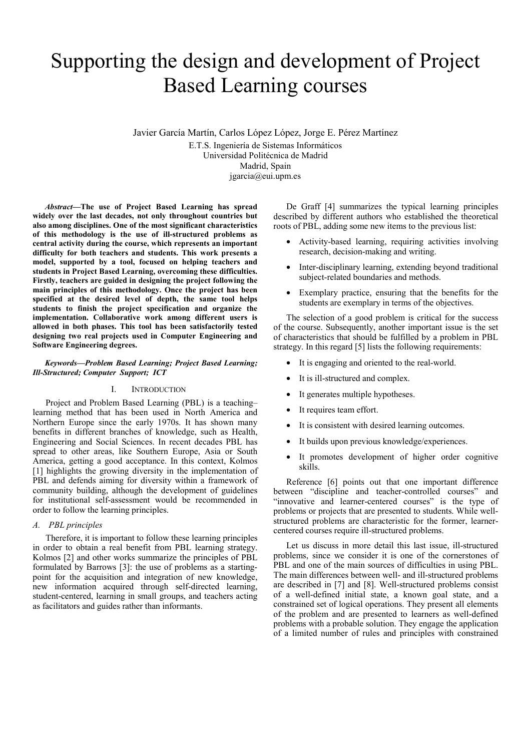# Supporting the design and development of Project Based Learning courses

Javier García Martín, Carlos López López, Jorge E. Pérez Martínez
E.T.S. Ingeniería de Sistemas Informáticos
Universidad Politécnica de Madrid
Madrid, Spain
jgarcia@eui.upm.es

***Abstract*—The use of Project Based Learning has spread widely over the last decades, not only throughout countries but also among disciplines. One of the most significant characteristics of this methodology is the use of ill-structured problems as central activity during the course, which represents an important difficulty for both teachers and students. This work presents a model, supported by a tool, focused on helping teachers and students in Project Based Learning, overcoming these difficulties. Firstly, teachers are guided in designing the project following the main principles of this methodology. Once the project has been specified at the desired level of depth, the same tool helps students to finish the project specification and organize the implementation. Collaborative work among different users is allowed in both phases. This tool has been satisfactorily tested designing two real projects used in Computer Engineering and Software Engineering degrees.**

***Keywords—Problem Based Learning; Project Based Learning; Ill-Structured; Computer Support; ICT***

## I. Introduction

Project and Problem Based Learning (PBL) is a teaching–learning method that has been used in North America and Northern Europe since the early 1970s. It has shown many benefits in different branches of knowledge, such as Health, Engineering and Social Sciences. In recent decades PBL has spread to other areas, like Southern Europe, Asia or South America, getting a good acceptance. In this context, Kolmos [1] highlights the growing diversity in the implementation of PBL and defends aiming for diversity within a framework of community building, although the development of guidelines for institutional self-assessment would be recommended in order to follow the learning principles.

### *A. PBL principles*

Therefore, it is important to follow these learning principles in order to obtain a real benefit from PBL learning strategy. Kolmos [2] and other works summarize the principles of PBL formulated by Barrows [3]: the use of problems as a starting-point for the acquisition and integration of new knowledge, new information acquired through self-directed learning, student-centered, learning in small groups, and teachers acting as facilitators and guides rather than informants.

De Graff [4] summarizes the typical learning principles described by different authors who established the theoretical roots of PBL, adding some new items to the previous list:

- Activity-based learning, requiring activities involving research, decision-making and writing.
- Inter-disciplinary learning, extending beyond traditional subject-related boundaries and methods.
- Exemplary practice, ensuring that the benefits for the students are exemplary in terms of the objectives.

The selection of a good problem is critical for the success of the course. Subsequently, another important issue is the set of characteristics that should be fulfilled by a problem in PBL strategy. In this regard [5] lists the following requirements:

- It is engaging and oriented to the real-world.
- It is ill-structured and complex.
- It generates multiple hypotheses.
- It requires team effort.
- It is consistent with desired learning outcomes.
- It builds upon previous knowledge/experiences.
- It promotes development of higher order cognitive skills.

Reference [6] points out that one important difference between "discipline and teacher-controlled courses" and "innovative and learner-centered courses" is the type of problems or projects that are presented to students. While well-structured problems are characteristic for the former, learner-centered courses require ill-structured problems.

Let us discuss in more detail this last issue, ill-structured problems, since we consider it is one of the cornerstones of PBL and one of the main sources of difficulties in using PBL. The main differences between well- and ill-structured problems are described in [7] and [8]. Well-structured problems consist of a well-defined initial state, a known goal state, and a constrained set of logical operations. They present all elements of the problem and are presented to learners as well-defined problems with a probable solution. They engage the application of a limited number of rules and principles with constrained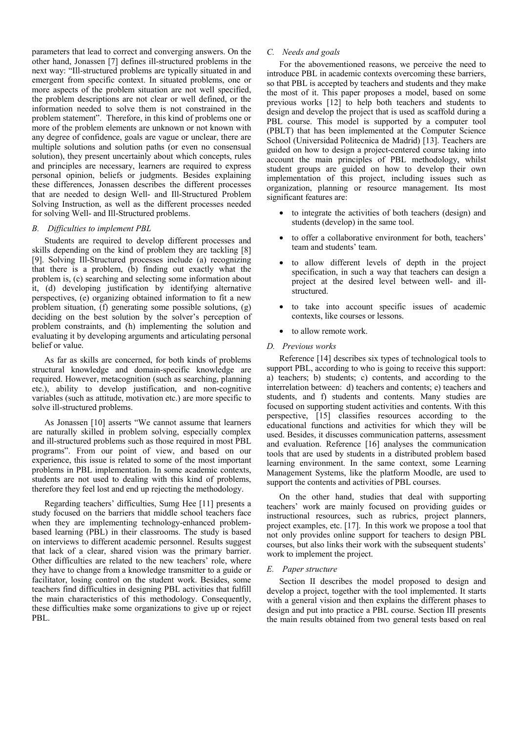parameters that lead to correct and converging answers. On the other hand, Jonassen [7] defines ill-structured problems in the next way: "Ill-structured problems are typically situated in and emergent from specific context. In situated problems, one or more aspects of the problem situation are not well specified, the problem descriptions are not clear or well defined, or the information needed to solve them is not constrained in the problem statement". Therefore, in this kind of problems one or more of the problem elements are unknown or not known with any degree of confidence, goals are vague or unclear, there are multiple solutions and solution paths (or even no consensual solution), they present uncertainly about which concepts, rules and principles are necessary, learners are required to express personal opinion, beliefs or judgments. Besides explaining these differences, Jonassen describes the different processes that are needed to design Well- and Ill-Structured Problem Solving Instruction, as well as the different processes needed for solving Well- and Ill-Structured problems.

### *B. Difficulties to implement PBL*

Students are required to develop different processes and skills depending on the kind of problem they are tackling [8] [9]. Solving Ill-Structured processes include (a) recognizing that there is a problem, (b) finding out exactly what the problem is, (c) searching and selecting some information about it, (d) developing justification by identifying alternative perspectives, (e) organizing obtained information to fit a new problem situation, (f) generating some possible solutions, (g) deciding on the best solution by the solver's perception of problem constraints, and (h) implementing the solution and evaluating it by developing arguments and articulating personal belief or value.

As far as skills are concerned, for both kinds of problems structural knowledge and domain-specific knowledge are required. However, metacognition (such as searching, planning etc.), ability to develop justification, and non-cognitive variables (such as attitude, motivation etc.) are more specific to solve ill-structured problems.

As Jonassen [10] asserts "We cannot assume that learners are naturally skilled in problem solving, especially complex and ill-structured problems such as those required in most PBL programs". From our point of view, and based on our experience, this issue is related to some of the most important problems in PBL implementation. In some academic contexts, students are not used to dealing with this kind of problems, therefore they feel lost and end up rejecting the methodology.

Regarding teachers' difficulties, Sumg Hee [11] presents a study focused on the barriers that middle school teachers face when they are implementing technology-enhanced problem-based learning (PBL) in their classrooms. The study is based on interviews to different academic personnel. Results suggest that lack of a clear, shared vision was the primary barrier. Other difficulties are related to the new teachers' role, where they have to change from a knowledge transmitter to a guide or facilitator, losing control on the student work. Besides, some teachers find difficulties in designing PBL activities that fulfill the main characteristics of this methodology. Consequently, these difficulties make some organizations to give up or reject PBL.

### *C. Needs and goals*

For the abovementioned reasons, we perceive the need to introduce PBL in academic contexts overcoming these barriers, so that PBL is accepted by teachers and students and they make the most of it. This paper proposes a model, based on some previous works [12] to help both teachers and students to design and develop the project that is used as scaffold during a PBL course. This model is supported by a computer tool (PBLT) that has been implemented at the Computer Science School (Universidad Politecnica de Madrid) [13]. Teachers are guided on how to design a project-centered course taking into account the main principles of PBL methodology, whilst student groups are guided on how to develop their own implementation of this project, including issues such as organization, planning or resource management. Its most significant features are:

- to integrate the activities of both teachers (design) and students (develop) in the same tool.
- to offer a collaborative environment for both, teachers' team and students' team.
- to allow different levels of depth in the project specification, in such a way that teachers can design a project at the desired level between well- and ill-structured.
- to take into account specific issues of academic contexts, like courses or lessons.
- to allow remote work.

### *D. Previous works*

Reference [14] describes six types of technological tools to support PBL, according to who is going to receive this support: a) teachers; b) students; c) contents, and according to the interrelation between: d) teachers and contents; e) teachers and students, and f) students and contents. Many studies are focused on supporting student activities and contents. With this perspective, [15] classifies resources according to the educational functions and activities for which they will be used. Besides, it discusses communication patterns, assessment and evaluation. Reference [16] analyses the communication tools that are used by students in a distributed problem based learning environment. In the same context, some Learning Management Systems, like the platform Moodle, are used to support the contents and activities of PBL courses.

On the other hand, studies that deal with supporting teachers' work are mainly focused on providing guides or instructional resources, such as rubrics, project planners, project examples, etc. [17]. In this work we propose a tool that not only provides online support for teachers to design PBL courses, but also links their work with the subsequent students' work to implement the project.

### *E. Paper structure*

Section II describes the model proposed to design and develop a project, together with the tool implemented. It starts with a general vision and then explains the different phases to design and put into practice a PBL course. Section III presents the main results obtained from two general tests based on real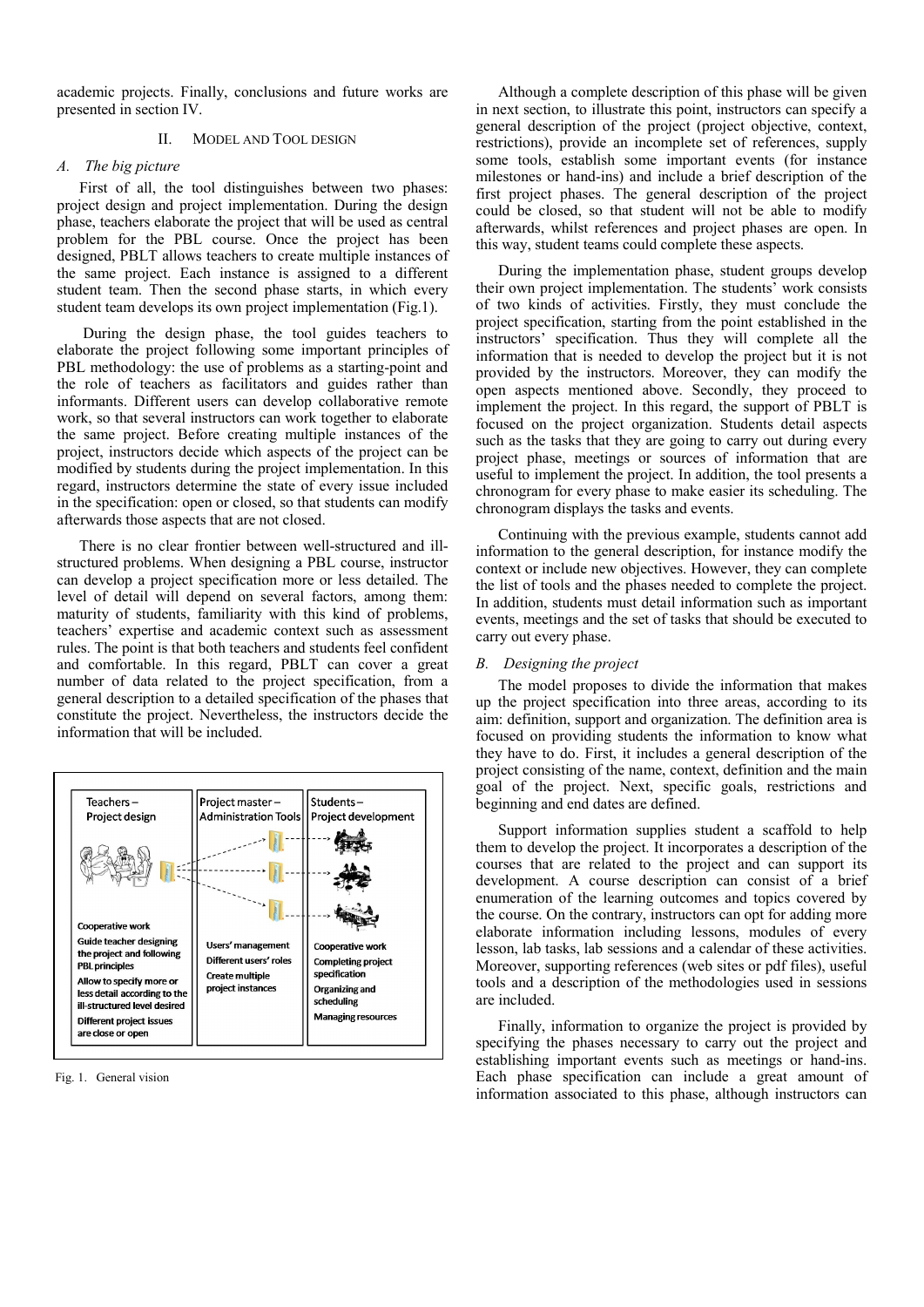academic projects. Finally, conclusions and future works are presented in section IV.

## II. Model and Tool design

### A. The big picture

First of all, the tool distinguishes between two phases: project design and project implementation. During the design phase, teachers elaborate the project that will be used as central problem for the PBL course. Once the project has been designed, PBLT allows teachers to create multiple instances of the same project. Each instance is assigned to a different student team. Then the second phase starts, in which every student team develops its own project implementation (Fig.1).

During the design phase, the tool guides teachers to elaborate the project following some important principles of PBL methodology: the use of problems as a starting-point and the role of teachers as facilitators and guides rather than informants. Different users can develop collaborative remote work, so that several instructors can work together to elaborate the same project. Before creating multiple instances of the project, instructors decide which aspects of the project can be modified by students during the project implementation. In this regard, instructors determine the state of every issue included in the specification: open or closed, so that students can modify afterwards those aspects that are not closed.

There is no clear frontier between well-structured and ill-structured problems. When designing a PBL course, instructor can develop a project specification more or less detailed. The level of detail will depend on several factors, among them: maturity of students, familiarity with this kind of problems, teachers' expertise and academic context such as assessment rules. The point is that both teachers and students feel confident and comfortable. In this regard, PBLT can cover a great number of data related to the project specification, from a general description to a detailed specification of the phases that constitute the project. Nevertheless, the instructors decide the information that will be included.

Teachers – Project design
Cooperative work
Guide teacher designing the project and following PBL principles
Allow to specify more or less detail according to the ill-structured level desired
Different project issues are close or open

Project master – Administration Tools
Users' management
Different users' roles
Create multiple project instances

Students – Project development
Cooperative work
Completing project specification
Organizing and scheduling
Managing resources

Fig. 1. General vision

Although a complete description of this phase will be given in next section, to illustrate this point, instructors can specify a general description of the project (project objective, context, restrictions), provide an incomplete set of references, supply some tools, establish some important events (for instance milestones or hand-ins) and include a brief description of the first project phases. The general description of the project could be closed, so that student will not be able to modify afterwards, whilst references and project phases are open. In this way, student teams could complete these aspects.

During the implementation phase, student groups develop their own project implementation. The students' work consists of two kinds of activities. Firstly, they must conclude the project specification, starting from the point established in the instructors' specification. Thus they will complete all the information that is needed to develop the project but it is not provided by the instructors. Moreover, they can modify the open aspects mentioned above. Secondly, they proceed to implement the project. In this regard, the support of PBLT is focused on the project organization. Students detail aspects such as the tasks that they are going to carry out during every project phase, meetings or sources of information that are useful to implement the project. In addition, the tool presents a chronogram for every phase to make easier its scheduling. The chronogram displays the tasks and events.

Continuing with the previous example, students cannot add information to the general description, for instance modify the context or include new objectives. However, they can complete the list of tools and the phases needed to complete the project. In addition, students must detail information such as important events, meetings and the set of tasks that should be executed to carry out every phase.

### B. Designing the project

The model proposes to divide the information that makes up the project specification into three areas, according to its aim: definition, support and organization. The definition area is focused on providing students the information to know what they have to do. First, it includes a general description of the project consisting of the name, context, definition and the main goal of the project. Next, specific goals, restrictions and beginning and end dates are defined.

Support information supplies student a scaffold to help them to develop the project. It incorporates a description of the courses that are related to the project and can support its development. A course description can consist of a brief enumeration of the learning outcomes and topics covered by the course. On the contrary, instructors can opt for adding more elaborate information including lessons, modules of every lesson, lab tasks, lab sessions and a calendar of these activities. Moreover, supporting references (web sites or pdf files), useful tools and a description of the methodologies used in sessions are included.

Finally, information to organize the project is provided by specifying the phases necessary to carry out the project and establishing important events such as meetings or hand-ins. Each phase specification can include a great amount of information associated to this phase, although instructors can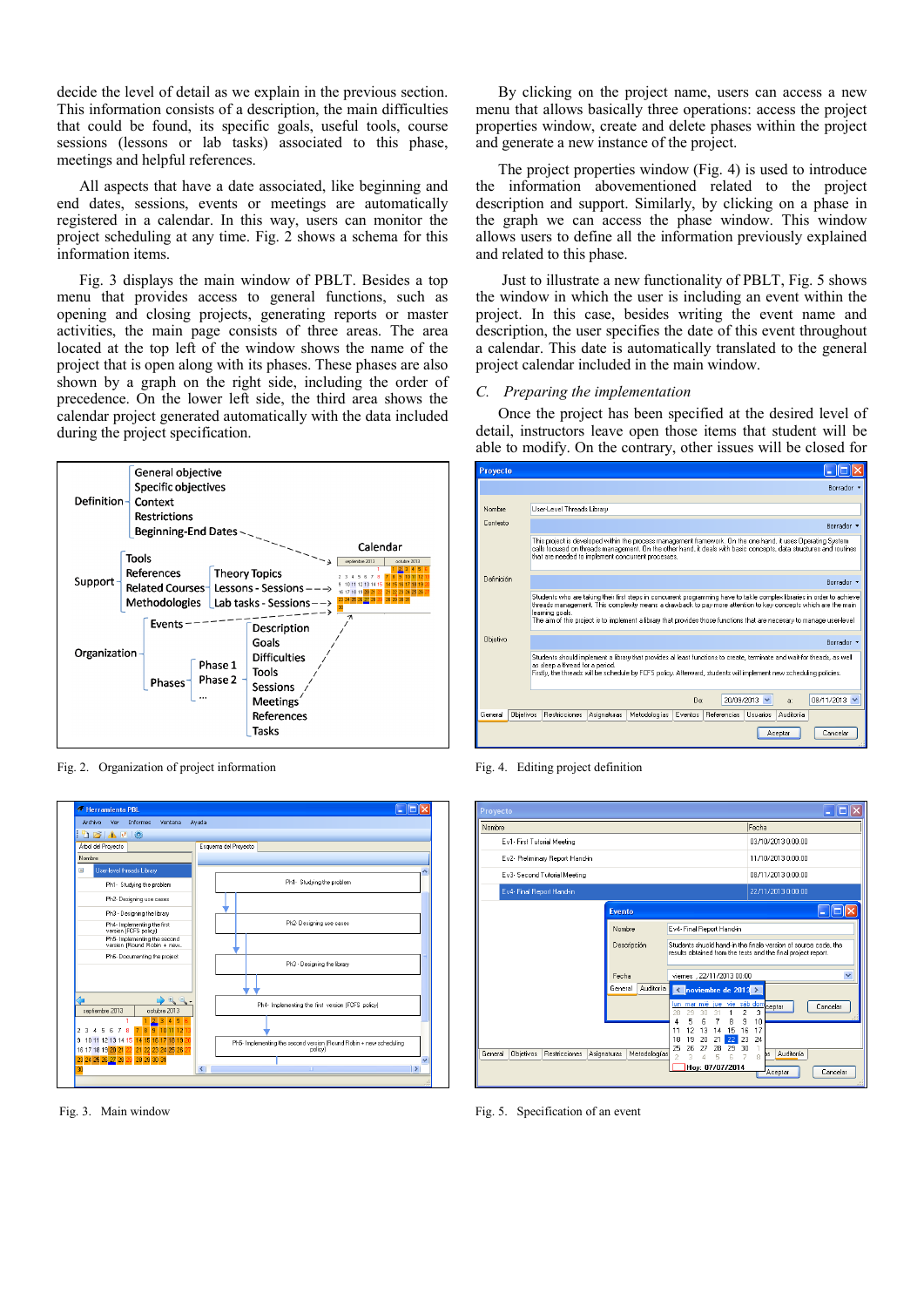decide the level of detail as we explain in the previous section. This information consists of a description, the main difficulties that could be found, its specific goals, useful tools, course sessions (lessons or lab tasks) associated to this phase, meetings and helpful references.

All aspects that have a date associated, like beginning and end dates, sessions, events or meetings are automatically registered in a calendar. In this way, users can monitor the project scheduling at any time. Fig. 2 shows a schema for this information items.

Fig. 3 displays the main window of PBLT. Besides a top menu that provides access to general functions, such as opening and closing projects, generating reports or master activities, the main page consists of three areas. The area located at the top left of the window shows the name of the project that is open along with its phases. These phases are also shown by a graph on the right side, including the order of precedence. On the lower left side, the third area shows the calendar project generated automatically with the data included during the project specification.

Fig. 2. Organization of project information

Fig. 3. Main window

By clicking on the project name, users can access a new menu that allows basically three operations: access the project properties window, create and delete phases within the project and generate a new instance of the project.

The project properties window (Fig. 4) is used to introduce the information abovementioned related to the project description and support. Similarly, by clicking on a phase in the graph we can access the phase window. This window allows users to define all the information previously explained and related to this phase.

Just to illustrate a new functionality of PBLT, Fig. 5 shows the window in which the user is including an event within the project. In this case, besides writing the event name and description, the user specifies the date of this event throughout a calendar. This date is automatically translated to the general project calendar included in the main window.

### C. *Preparing the implementation*

Once the project has been specified at the desired level of detail, instructors leave open those items that student will be able to modify. On the contrary, other issues will be closed for

Fig. 4. Editing project definition

Fig. 5. Specification of an event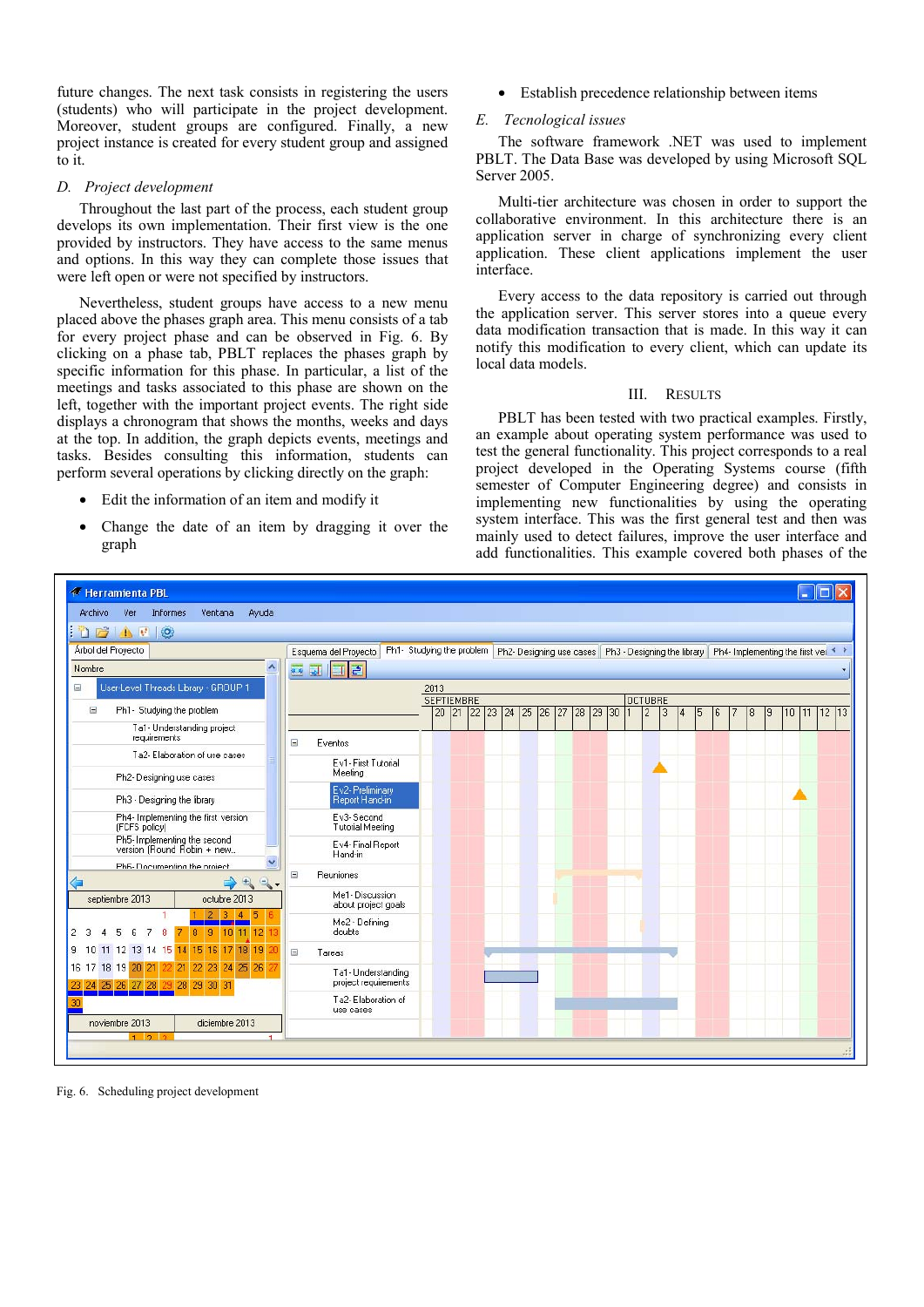future changes. The next task consists in registering the users (students) who will participate in the project development. Moreover, student groups are configured. Finally, a new project instance is created for every student group and assigned to it.

### *D. Project development*

Throughout the last part of the process, each student group develops its own implementation. Their first view is the one provided by instructors. They have access to the same menus and options. In this way they can complete those issues that were left open or were not specified by instructors.

Nevertheless, student groups have access to a new menu placed above the phases graph area. This menu consists of a tab for every project phase and can be observed in Fig. 6. By clicking on a phase tab, PBLT replaces the phases graph by specific information for this phase. In particular, a list of the meetings and tasks associated to this phase are shown on the left, together with the important project events. The right side displays a chronogram that shows the months, weeks and days at the top. In addition, the graph depicts events, meetings and tasks. Besides consulting this information, students can perform several operations by clicking directly on the graph:

- Edit the information of an item and modify it
- Change the date of an item by dragging it over the graph
- Establish precedence relationship between items

### *E. Tecnological issues*

The software framework .NET was used to implement PBLT. The Data Base was developed by using Microsoft SQL Server 2005.

Multi-tier architecture was chosen in order to support the collaborative environment. In this architecture there is an application server in charge of synchronizing every client application. These client applications implement the user interface.

Every access to the data repository is carried out through the application server. This server stores into a queue every data modification transaction that is made. In this way it can notify this modification to every client, which can update its local data models.

## III. Results

PBLT has been tested with two practical examples. Firstly, an example about operating system performance was used to test the general functionality. This project corresponds to a real project developed in the Operating Systems course (fifth semester of Computer Engineering degree) and consists in implementing new functionalities by using the operating system interface. This was the first general test and then was mainly used to detect failures, improve the user interface and add functionalities. This example covered both phases of the

Fig. 6. Scheduling project development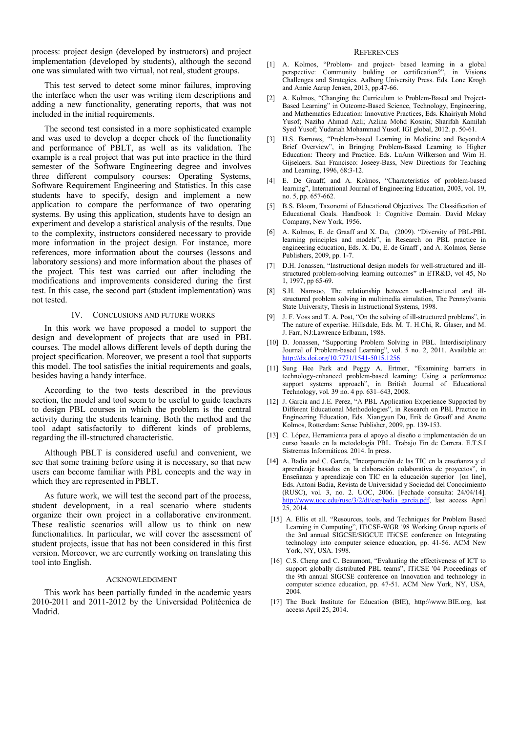process: project design (developed by instructors) and project implementation (developed by students), although the second one was simulated with two virtual, not real, student groups.

This test served to detect some minor failures, improving the interface when the user was writing item descriptions and adding a new functionality, generating reports, that was not included in the initial requirements.

The second test consisted in a more sophisticated example and was used to develop a deeper check of the functionality and performance of PBLT, as well as its validation. The example is a real project that was put into practice in the third semester of the Software Engineering degree and involves three different compulsory courses: Operating Systems, Software Requirement Engineering and Statistics. In this case students have to specify, design and implement a new application to compare the performance of two operating systems. By using this application, students have to design an experiment and develop a statistical analysis of the results. Due to the complexity, instructors considered necessary to provide more information in the project design. For instance, more references, more information about the courses (lessons and laboratory sessions) and more information about the phases of the project. This test was carried out after including the modifications and improvements considered during the first test. In this case, the second part (student implementation) was not tested.

## IV. Conclusions and Future Works

In this work we have proposed a model to support the design and development of projects that are used in PBL courses. The model allows different levels of depth during the project specification. Moreover, we present a tool that supports this model. The tool satisfies the initial requirements and goals, besides having a handy interface.

According to the two tests described in the previous section, the model and tool seem to be useful to guide teachers to design PBL courses in which the problem is the central activity during the students learning. Both the method and the tool adapt satisfactorily to different kinds of problems, regarding the ill-structured characteristic.

Although PBLT is considered useful and convenient, we see that some training before using it is necessary, so that new users can become familiar with PBL concepts and the way in which they are represented in PBLT.

As future work, we will test the second part of the process, student development, in a real scenario where students organize their own project in a collaborative environment. These realistic scenarios will allow us to think on new functionalities. In particular, we will cover the assessment of student projects, issue that has not been considered in this first version. Moreover, we are currently working on translating this tool into English.

## Acknowledgment

This work has been partially funded in the academic years 2010-2011 and 2011-2012 by the Universidad Politécnica de Madrid.

## References

[1] A. Kolmos, "Problem- and project- based learning in a global perspective: Community bulding or certification?", in Visions Challenges and Strategies. Aalborg University Press. Eds. Lone Krogh and Annie Aarup Jensen, 2013, pp.47-66.

[2] A. Kolmos, "Changing the Curriculum to Problem-Based and Project-Based Learning" in Outcome-Based Science, Technology, Engineering, and Mathematics Education: Innovative Practices, Eds. Khairiyah Mohd Yusof; Naziha Ahmad Azli; Azlina Mohd Kosnin; Sharifah Kamilah Syed Yusof; Yudariah Mohammad Yusof. IGI global, 2012. p. 50-61.

[3] H.S. Barrows, "Problem-based Learning in Medicine and Beyond:A Brief Overview", in Bringing Problem-Based Learning to Higher Education: Theory and Practice. Eds. LuAnn Wilkerson and Wim H. Gijselaers. San Francisco: Joseey-Bass, New Directions for Teaching and Learning, 1996, 68:3-12.

[4] E. De Graaff, and A. Kolmos, "Characteristics of problem-based learning", International Journal of Engineering Education, 2003, vol. 19, no. 5, pp. 657-662.

[5] B.S. Bloom, Taxonomi of Educational Objectives. The Classification of Educational Goals. Handbook 1: Cognitive Domain. David Mckay Company, New York, 1956.

[6] A. Kolmos, E. de Graaff and X. Du, (2009). "Diversity of PBL-PBL learning principles and models", in Research on PBL practice in engineering education, Eds. X. Du, E. de Graaff , and A. Kolmos, Sense Publishers, 2009, pp. 1-7.

[7] D.H. Jonassen, "Instructional design models for well-structured and ill-structured problem-solving learning outcomes" in ETR&D, vol 45, No 1, 1997, pp 65-69.

[8] S.H. Namsoo, The relationship between well-structured and ill-structured problem solving in multimedia simulation, The Pennsylvania State University, Thesis in Instructional Systems, 1998.

[9] J. F. Voss and T. A. Post, "On the solving of ill-structured problems", in The nature of expertise. Hillsdale, Eds. M. T. H.Chi, R. Glaser, and M. J. Farr, NJ:Lawrence Erlbaum, 1988.

[10] D. Jonassen, "Supporting Problem Solving in PBL. Interdisciplinary Journal of Problem-based Learning", vol. 5 no. 2, 2011. Available at: http://dx.doi.org/10.7771/1541-5015.1256

[11] Sung Hee Park and Peggy A. Ertmer, "Examining barriers in technology-enhanced problem-based learning: Using a performance support systems approach", in British Journal of Educational Technology, vol. 39 no. 4 pp. 631–643, 2008.

[12] J. Garcia and J.E. Perez, "A PBL Application Experience Supported by Different Educational Methodologies", in Research on PBL Practice in Engineering Education, Eds. Xiangyun Du, Erik de Graaff and Anette Kolmos, Rotterdam: Sense Publisher, 2009, pp. 139-153.

[13] C. López, Herramienta para el apoyo al diseño e implementación de un curso basado en la metodología PBL. Trabajo Fin de Carrera. E.T.S.I Sistremas Informáticos. 2014. In press.

[14] A. Badia and C. García, "Incorporación de las TIC en la enseñanza y el aprendizaje basados en la elaboración colaborativa de proyectos", in Enseñanza y aprendizaje con TIC en la educación superior [on line], Eds. Antoni Badia, Revista de Universidad y Sociedad del Conocimiento (RUSC), vol. 3, no. 2. UOC, 2006. [Fechade consulta: 24/04/14]. http://www.uoc.edu/rusc/3/2/dt/esp/badia_garcia.pdf, last access April 25, 2014.

[15] A. Ellis et all. "Resources, tools, and Techniques for Problem Based Learning in Computing", ITiCSE-WGR '98 Working Group reports of the 3rd annual SIGCSE/SIGCUE ITiCSE conference on Integrating technology into computer science education, pp. 41-56. ACM New York, NY, USA. 1998.

[16] C.S. Cheng and C. Beaumont, "Evaluating the effectiveness of ICT to support globally distributed PBL teams", ITiCSE '04 Proceedings of the 9th annual SIGCSE conference on Innovation and technology in computer science education, pp. 47-51. ACM New York, NY, USA, 2004.

[17] The Buck Institute for Education (BIE), http:\\www.BIE.org, last access April 25, 2014.